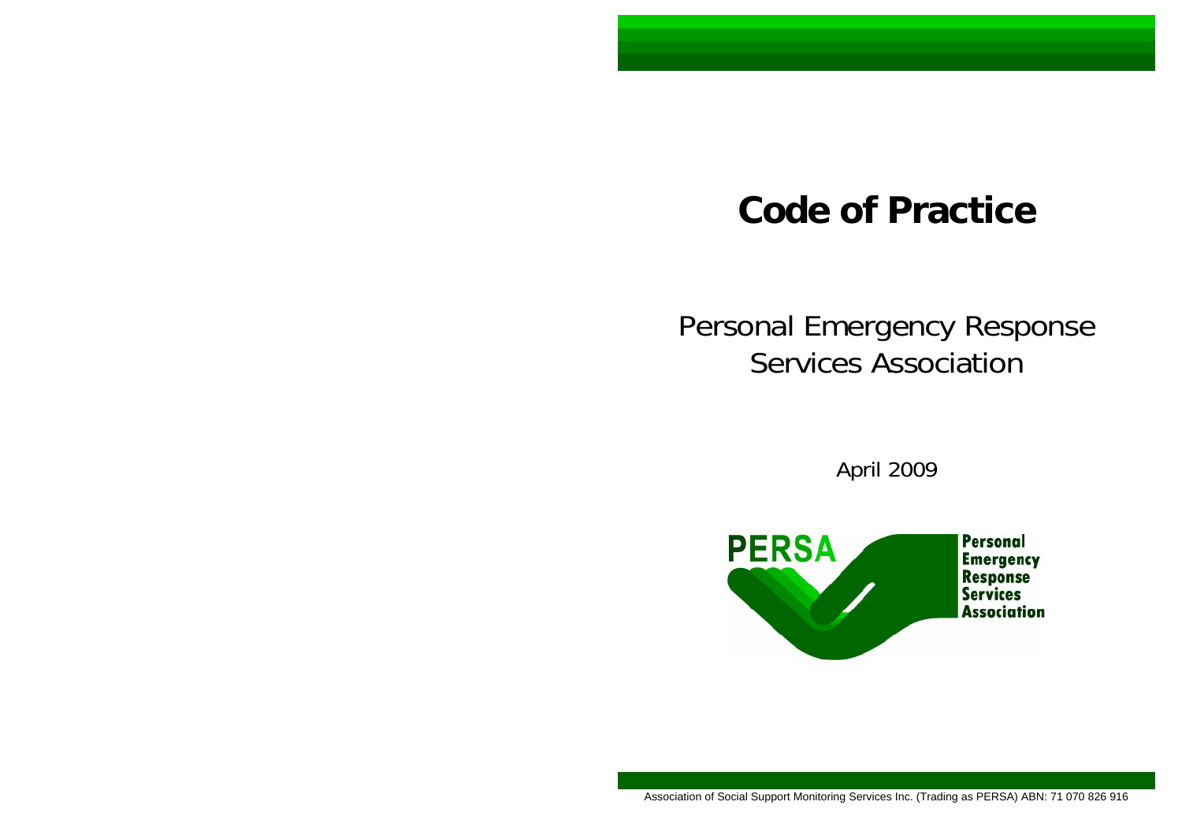# Code of Practice

## Personal Emergency Response Services Association

April 2009

PERSA

Personal Emergency Response Services Association

Association of Social Support Monitoring Services Inc. (Trading as PERSA) ABN: 71 070 826 916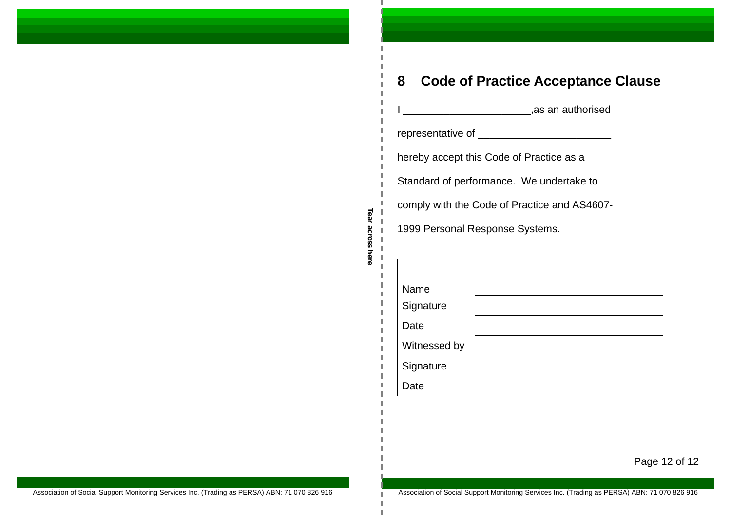## 8 Code of Practice Acceptance Clause

I _____________________,as an authorised representative of ______________________ hereby accept this Code of Practice as a Standard of performance. We undertake to comply with the Code of Practice and AS4607-1999 Personal Response Systems.

| | |
|---|---|
| Name | |
| Signature | |
| Date | |
| Witnessed by | |
| Signature | |
| Date | |

Tear across here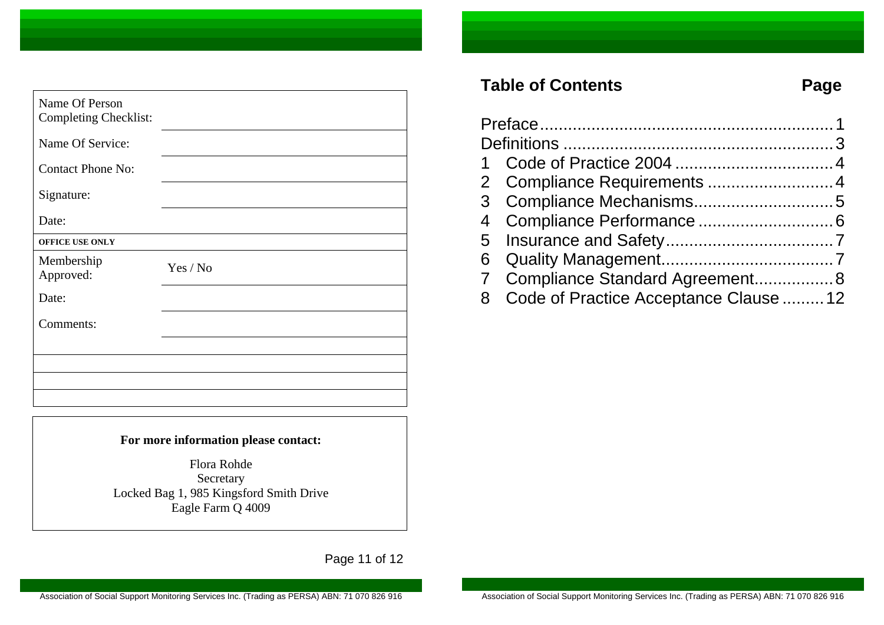| Name Of Person Completing Checklist: | |
|---|---|
| Name Of Service: | |
| Contact Phone No: | |
| Signature: | |
| Date: | |
| **OFFICE USE ONLY** | |
| Membership Approved: | Yes / No |
| Date: | |
| Comments: | |
| | |
| | |
| | |
| | |

**For more information please contact:**

Flora Rohde
Secretary
Locked Bag 1, 985 Kingsford Smith Drive
Eagle Farm Q 4009

## Table of Contents

| | Page |
|---|---|
| Preface | 1 |
| Definitions | 3 |
| 1 Code of Practice 2004 | 4 |
| 2 Compliance Requirements | 4 |
| 3 Compliance Mechanisms | 5 |
| 4 Compliance Performance | 6 |
| 5 Insurance and Safety | 7 |
| 6 Quality Management | 7 |
| 7 Compliance Standard Agreement | 8 |
| 8 Code of Practice Acceptance Clause | 12 |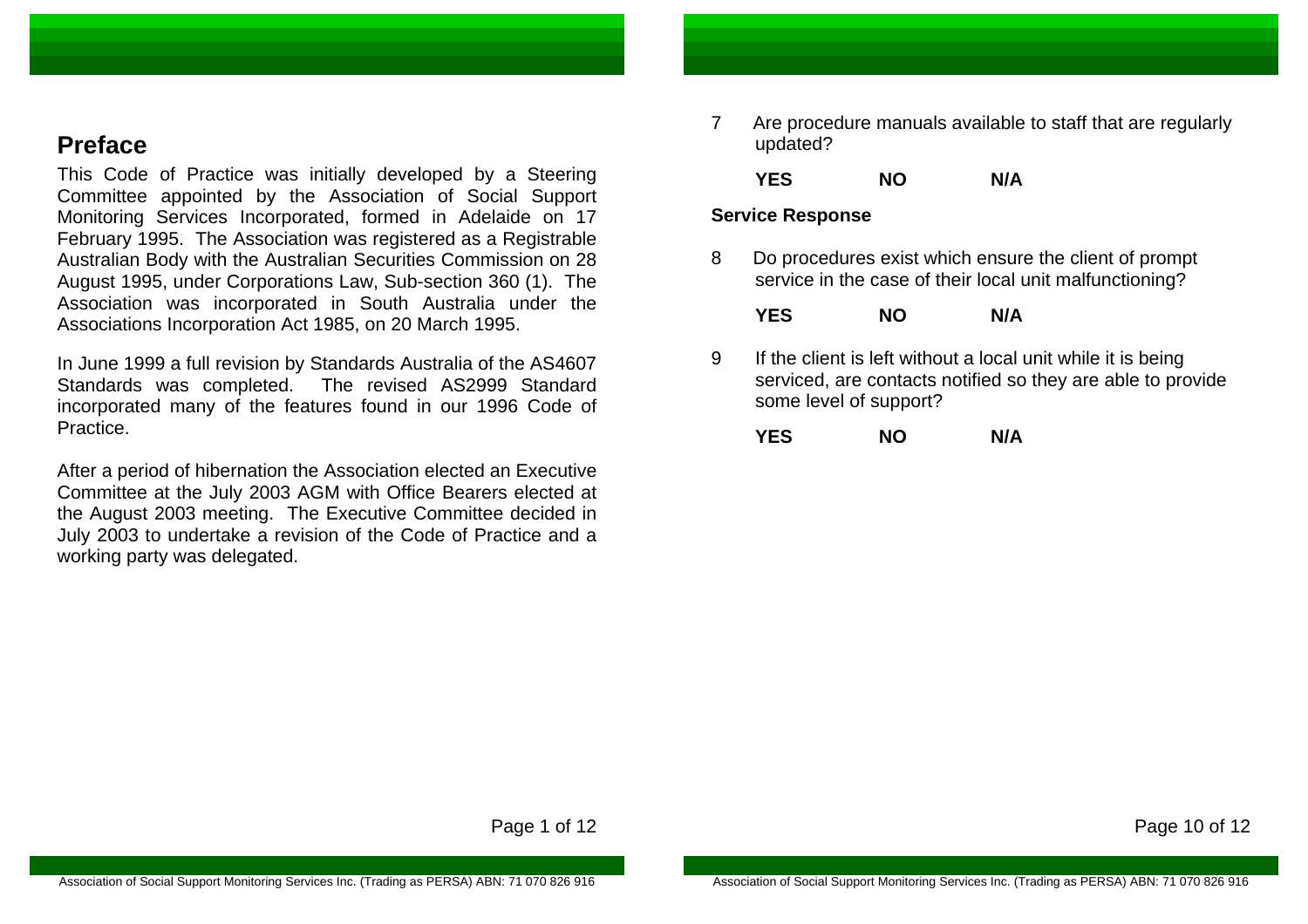## Preface

This Code of Practice was initially developed by a Steering Committee appointed by the Association of Social Support Monitoring Services Incorporated, formed in Adelaide on 17 February 1995. The Association was registered as a Registrable Australian Body with the Australian Securities Commission on 28 August 1995, under Corporations Law, Sub-section 360 (1). The Association was incorporated in South Australia under the Associations Incorporation Act 1985, on 20 March 1995.

In June 1999 a full revision by Standards Australia of the AS4607 Standards was completed. The revised AS2999 Standard incorporated many of the features found in our 1996 Code of Practice.

After a period of hibernation the Association elected an Executive Committee at the July 2003 AGM with Office Bearers elected at the August 2003 meeting. The Executive Committee decided in July 2003 to undertake a revision of the Code of Practice and a working party was delegated.

7 Are procedure manuals available to staff that are regularly updated?

**YES** **NO** **N/A**

**Service Response**

8 Do procedures exist which ensure the client of prompt service in the case of their local unit malfunctioning?

**YES** **NO** **N/A**

9 If the client is left without a local unit while it is being serviced, are contacts notified so they are able to provide some level of support?

**YES** **NO** **N/A**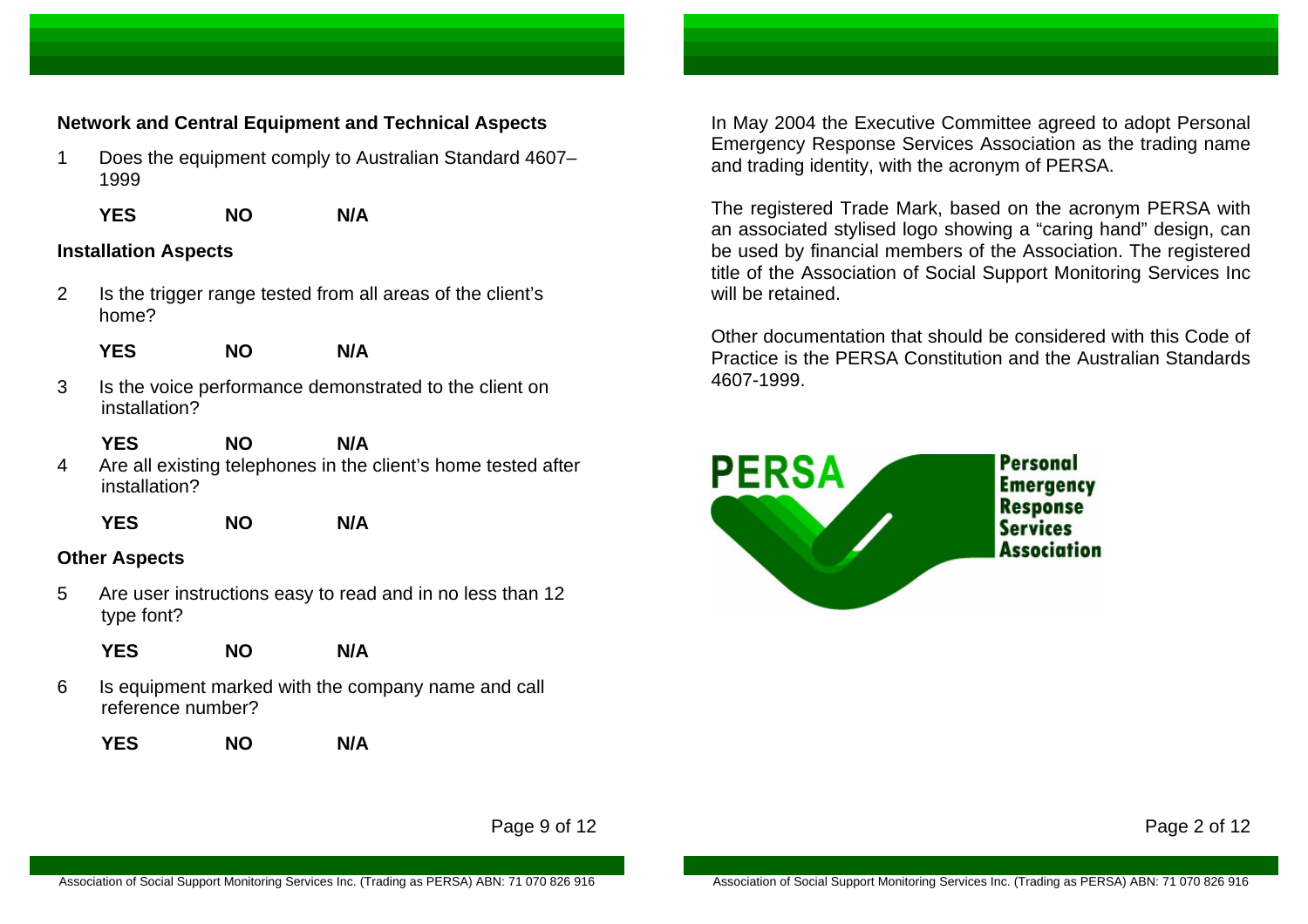### Network and Central Equipment and Technical Aspects

1 Does the equipment comply to Australian Standard 4607–1999

**YES** **NO** **N/A**

### Installation Aspects

2 Is the trigger range tested from all areas of the client's home?

**YES** **NO** **N/A**

3 Is the voice performance demonstrated to the client on installation?

**YES** **NO** **N/A**

4 Are all existing telephones in the client's home tested after installation?

**YES** **NO** **N/A**

### Other Aspects

5 Are user instructions easy to read and in no less than 12 type font?

**YES** **NO** **N/A**

6 Is equipment marked with the company name and call reference number?

**YES** **NO** **N/A**

In May 2004 the Executive Committee agreed to adopt Personal Emergency Response Services Association as the trading name and trading identity, with the acronym of PERSA.

The registered Trade Mark, based on the acronym PERSA with an associated stylised logo showing a "caring hand" design, can be used by financial members of the Association. The registered title of the Association of Social Support Monitoring Services Inc will be retained.

Other documentation that should be considered with this Code of Practice is the PERSA Constitution and the Australian Standards 4607-1999.

PERSA Personal Emergency Response Services Association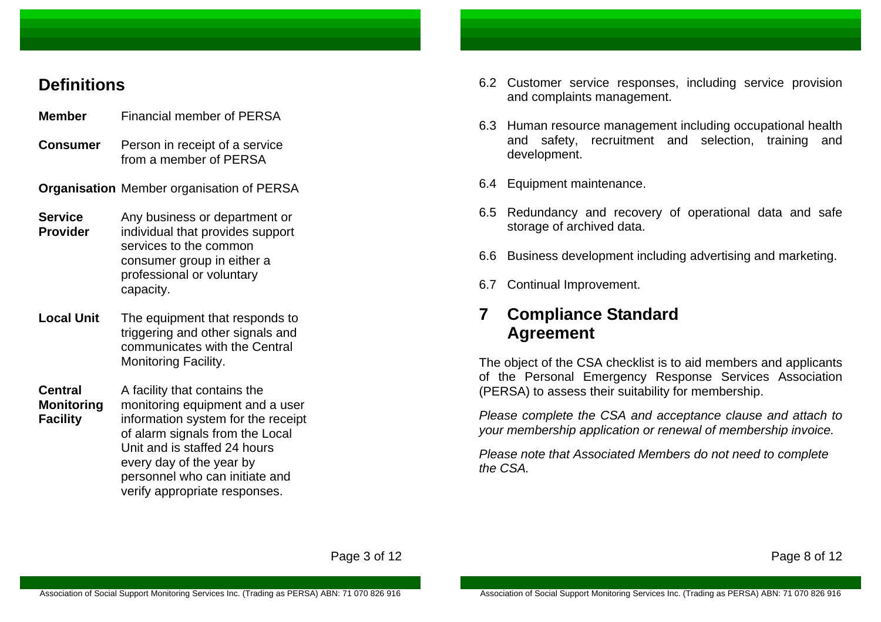## Definitions

| | |
|---|---|
| **Member** | Financial member of PERSA |
| **Consumer** | Person in receipt of a service from a member of PERSA |
| **Organisation** | Member organisation of PERSA |
| **Service Provider** | Any business or department or individual that provides support services to the common consumer group in either a professional or voluntary capacity. |
| **Local Unit** | The equipment that responds to triggering and other signals and communicates with the Central Monitoring Facility. |
| **Central Monitoring Facility** | A facility that contains the monitoring equipment and a user information system for the receipt of alarm signals from the Local Unit and is staffed 24 hours every day of the year by personnel who can initiate and verify appropriate responses. |

6.2 Customer service responses, including service provision and complaints management.

6.3 Human resource management including occupational health and safety, recruitment and selection, training and development.

6.4 Equipment maintenance.

6.5 Redundancy and recovery of operational data and safe storage of archived data.

6.6 Business development including advertising and marketing.

6.7 Continual Improvement.

## 7 Compliance Standard Agreement

The object of the CSA checklist is to aid members and applicants of the Personal Emergency Response Services Association (PERSA) to assess their suitability for membership.

*Please complete the CSA and acceptance clause and attach to your membership application or renewal of membership invoice.*

*Please note that Associated Members do not need to complete the CSA.*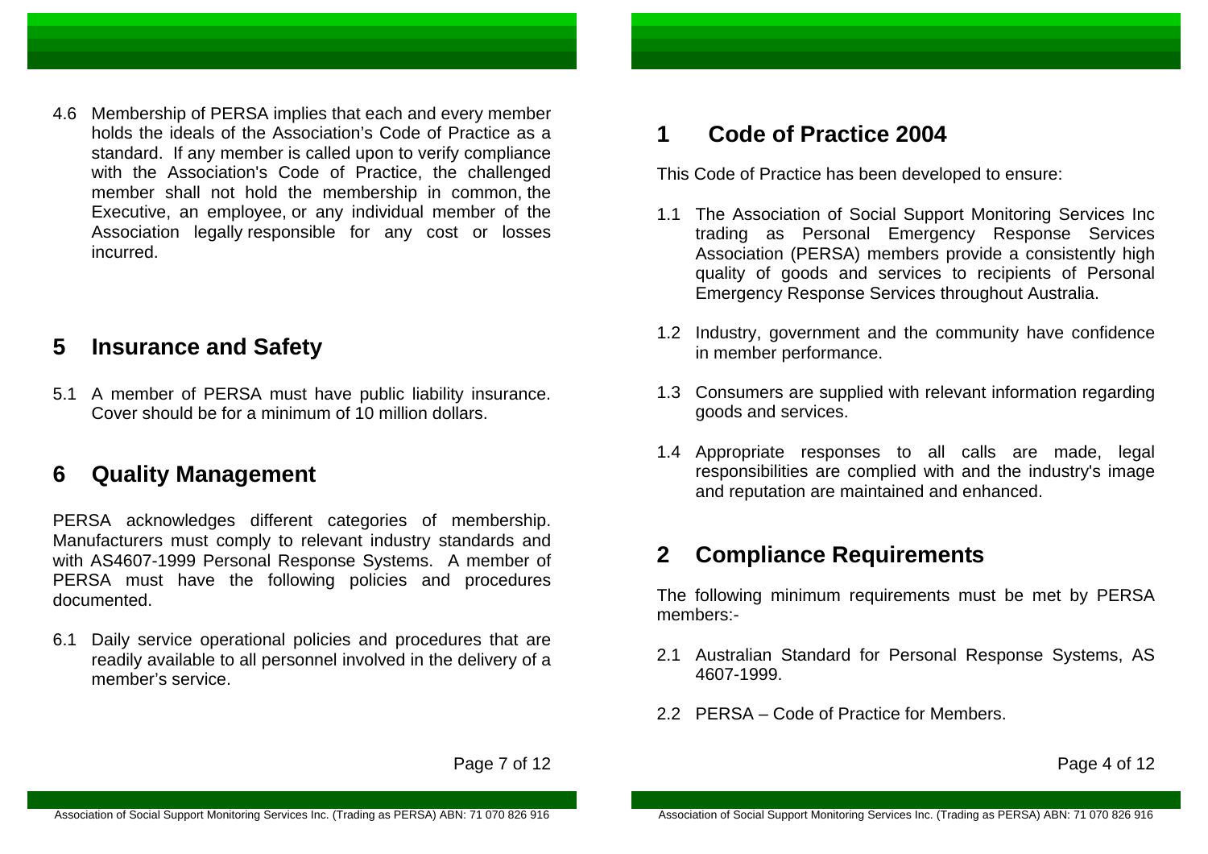4.6 Membership of PERSA implies that each and every member holds the ideals of the Association's Code of Practice as a standard. If any member is called upon to verify compliance with the Association's Code of Practice, the challenged member shall not hold the membership in common, the Executive, an employee, or any individual member of the Association legally responsible for any cost or losses incurred.

## 5 Insurance and Safety

5.1 A member of PERSA must have public liability insurance. Cover should be for a minimum of 10 million dollars.

## 6 Quality Management

PERSA acknowledges different categories of membership. Manufacturers must comply to relevant industry standards and with AS4607-1999 Personal Response Systems. A member of PERSA must have the following policies and procedures documented.

6.1 Daily service operational policies and procedures that are readily available to all personnel involved in the delivery of a member's service.

## 1 Code of Practice 2004

This Code of Practice has been developed to ensure:

1.1 The Association of Social Support Monitoring Services Inc trading as Personal Emergency Response Services Association (PERSA) members provide a consistently high quality of goods and services to recipients of Personal Emergency Response Services throughout Australia.

1.2 Industry, government and the community have confidence in member performance.

1.3 Consumers are supplied with relevant information regarding goods and services.

1.4 Appropriate responses to all calls are made, legal responsibilities are complied with and the industry's image and reputation are maintained and enhanced.

## 2 Compliance Requirements

The following minimum requirements must be met by PERSA members:-

2.1 Australian Standard for Personal Response Systems, AS 4607-1999.

2.2 PERSA – Code of Practice for Members.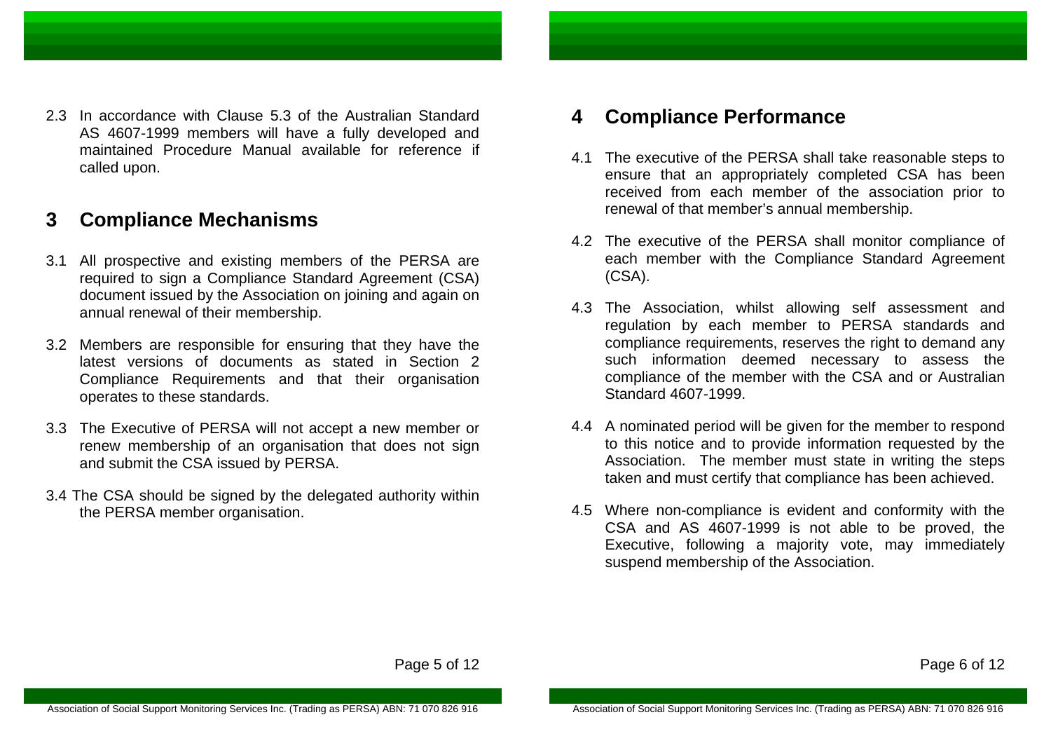2.3 In accordance with Clause 5.3 of the Australian Standard AS 4607-1999 members will have a fully developed and maintained Procedure Manual available for reference if called upon.

## 3 Compliance Mechanisms

3.1 All prospective and existing members of the PERSA are required to sign a Compliance Standard Agreement (CSA) document issued by the Association on joining and again on annual renewal of their membership.

3.2 Members are responsible for ensuring that they have the latest versions of documents as stated in Section 2 Compliance Requirements and that their organisation operates to these standards.

3.3 The Executive of PERSA will not accept a new member or renew membership of an organisation that does not sign and submit the CSA issued by PERSA.

3.4 The CSA should be signed by the delegated authority within the PERSA member organisation.

## 4 Compliance Performance

4.1 The executive of the PERSA shall take reasonable steps to ensure that an appropriately completed CSA has been received from each member of the association prior to renewal of that member's annual membership.

4.2 The executive of the PERSA shall monitor compliance of each member with the Compliance Standard Agreement (CSA).

4.3 The Association, whilst allowing self assessment and regulation by each member to PERSA standards and compliance requirements, reserves the right to demand any such information deemed necessary to assess the compliance of the member with the CSA and or Australian Standard 4607-1999.

4.4 A nominated period will be given for the member to respond to this notice and to provide information requested by the Association. The member must state in writing the steps taken and must certify that compliance has been achieved.

4.5 Where non-compliance is evident and conformity with the CSA and AS 4607-1999 is not able to be proved, the Executive, following a majority vote, may immediately suspend membership of the Association.